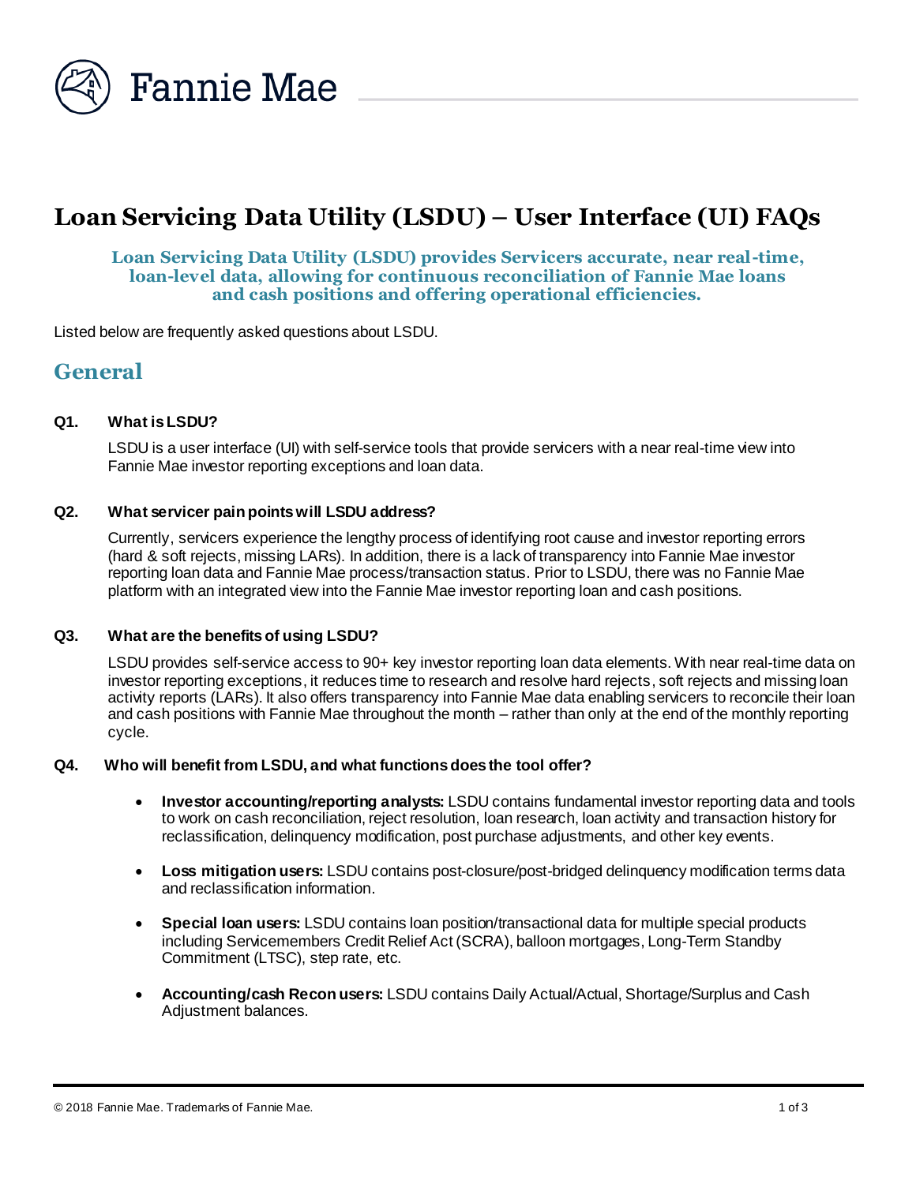# Loan Servicing Data Utility (LSDU) – User Interface (UI) FAQs

**Loan Servicing Data Utility (LSDU) provides Servicers accurate, near real-time, loan-level data, allowing for continuous reconciliation of Fannie Mae loans and cash positions and offering operational efficiencies.**

Listed below are frequently asked questions about LSDU.

## General

### Q1. What is LSDU?

LSDU is a user interface (UI) with self-service tools that provide servicers with a near real-time view into Fannie Mae investor reporting exceptions and loan data.

### Q2. What servicer pain points will LSDU address?

Currently, servicers experience the lengthy process of identifying root cause and investor reporting errors (hard & soft rejects, missing LARs). In addition, there is a lack of transparency into Fannie Mae investor reporting loan data and Fannie Mae process/transaction status. Prior to LSDU, there was no Fannie Mae platform with an integrated view into the Fannie Mae investor reporting loan and cash positions.

### Q3. What are the benefits of using LSDU?

LSDU provides self-service access to 90+ key investor reporting loan data elements. With near real-time data on investor reporting exceptions, it reduces time to research and resolve hard rejects, soft rejects and missing loan activity reports (LARs). It also offers transparency into Fannie Mae data enabling servicers to reconcile their loan and cash positions with Fannie Mae throughout the month – rather than only at the end of the monthly reporting cycle.

### Q4. Who will benefit from LSDU, and what functions does the tool offer?

- **Investor accounting/reporting analysts:** LSDU contains fundamental investor reporting data and tools to work on cash reconciliation, reject resolution, loan research, loan activity and transaction history for reclassification, delinquency modification, post purchase adjustments, and other key events.
- **Loss mitigation users:** LSDU contains post-closure/post-bridged delinquency modification terms data and reclassification information.
- **Special loan users:** LSDU contains loan position/transactional data for multiple special products including Servicemembers Credit Relief Act (SCRA), balloon mortgages, Long-Term Standby Commitment (LTSC), step rate, etc.
- **Accounting/cash Recon users:** LSDU contains Daily Actual/Actual, Shortage/Surplus and Cash Adjustment balances.

© 2018 Fannie Mae. Trademarks of Fannie Mae.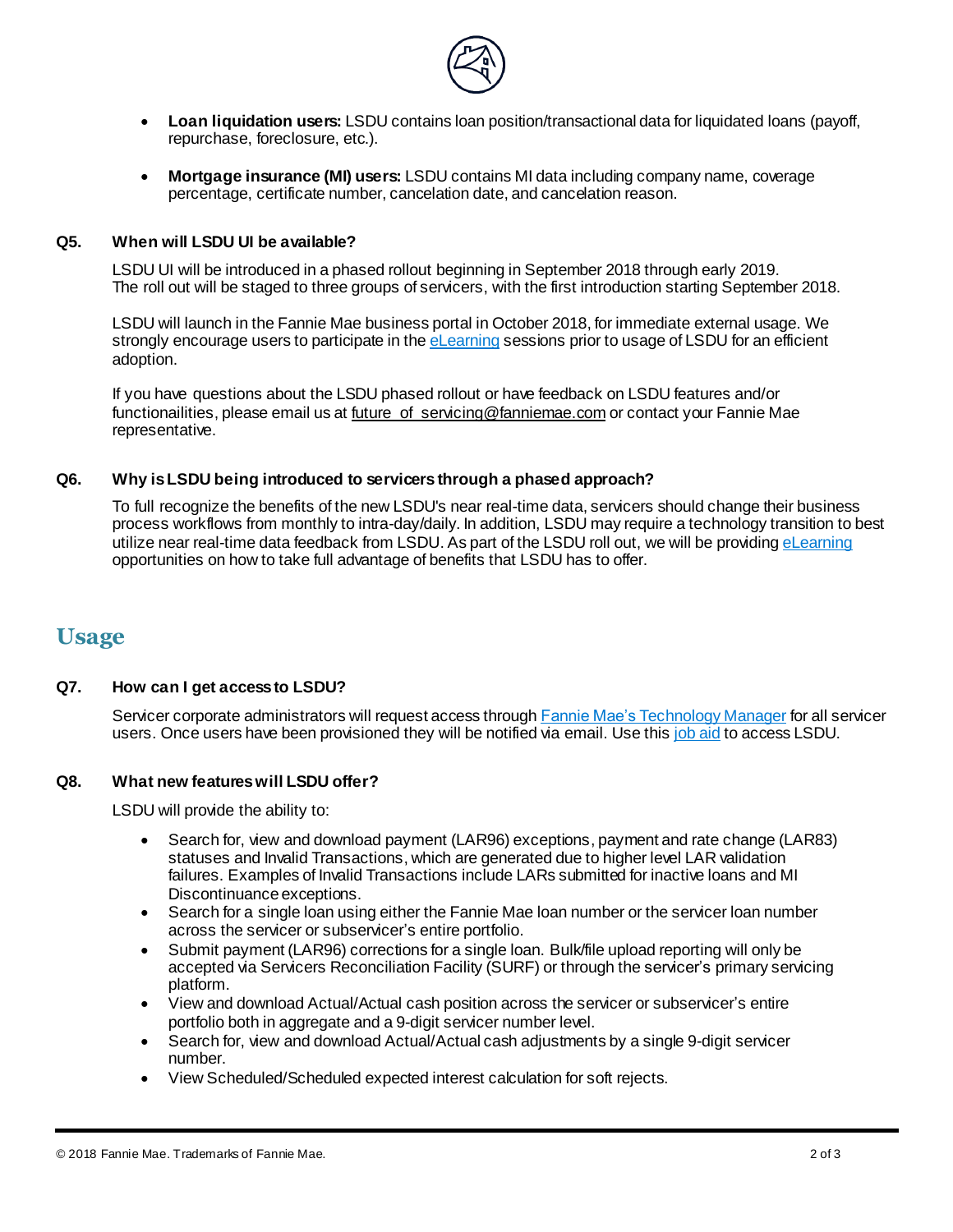- **Loan liquidation users:** LSDU contains loan position/transactional data for liquidated loans (payoff, repurchase, foreclosure, etc.).

- **Mortgage insurance (MI) users:** LSDU contains MI data including company name, coverage percentage, certificate number, cancelation date, and cancelation reason.

### Q5. When will LSDU UI be available?

LSDU UI will be introduced in a phased rollout beginning in September 2018 through early 2019. The roll out will be staged to three groups of servicers, with the first introduction starting September 2018.

LSDU will launch in the Fannie Mae business portal in October 2018, for immediate external usage. We strongly encourage users to participate in the eLearning sessions prior to usage of LSDU for an efficient adoption.

If you have questions about the LSDU phased rollout or have feedback on LSDU features and/or functionailities, please email us at future_of_servicing@fanniemae.com or contact your Fannie Mae representative.

### Q6. Why is LSDU being introduced to servicers through a phased approach?

To full recognize the benefits of the new LSDU's near real-time data, servicers should change their business process workflows from monthly to intra-day/daily. In addition, LSDU may require a technology transition to best utilize near real-time data feedback from LSDU. As part of the LSDU roll out, we will be providing eLearning opportunities on how to take full advantage of benefits that LSDU has to offer.

## Usage

### Q7. How can I get access to LSDU?

Servicer corporate administrators will request access through Fannie Mae's Technology Manager for all servicer users. Once users have been provisioned they will be notified via email. Use this job aid to access LSDU.

### Q8. What new features will LSDU offer?

LSDU will provide the ability to:

- Search for, view and download payment (LAR96) exceptions, payment and rate change (LAR83) statuses and Invalid Transactions, which are generated due to higher level LAR validation failures. Examples of Invalid Transactions include LARs submitted for inactive loans and MI Discontinuance exceptions.
- Search for a single loan using either the Fannie Mae loan number or the servicer loan number across the servicer or subservicer's entire portfolio.
- Submit payment (LAR96) corrections for a single loan. Bulk/file upload reporting will only be accepted via Servicers Reconciliation Facility (SURF) or through the servicer's primary servicing platform.
- View and download Actual/Actual cash position across the servicer or subservicer's entire portfolio both in aggregate and a 9-digit servicer number level.
- Search for, view and download Actual/Actual cash adjustments by a single 9-digit servicer number.
- View Scheduled/Scheduled expected interest calculation for soft rejects.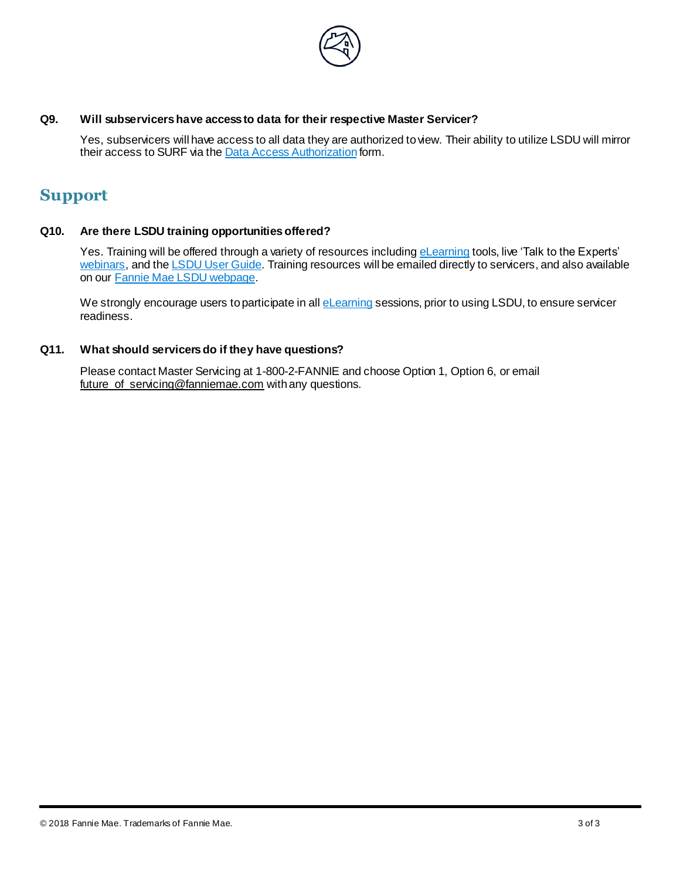**Q9. Will subservicers have access to data for their respective Master Servicer?**

Yes, subservicers will have access to all data they are authorized to view. Their ability to utilize LSDU will mirror their access to SURF via the Data Access Authorization form.

## Support

**Q10. Are there LSDU training opportunities offered?**

Yes. Training will be offered through a variety of resources including eLearning tools, live 'Talk to the Experts' webinars, and the LSDU User Guide. Training resources will be emailed directly to servicers, and also available on our Fannie Mae LSDU webpage.

We strongly encourage users to participate in all eLearning sessions, prior to using LSDU, to ensure servicer readiness.

**Q11. What should servicers do if they have questions?**

Please contact Master Servicing at 1-800-2-FANNIE and choose Option 1, Option 6, or email future_of_servicing@fanniemae.com with any questions.

© 2018 Fannie Mae. Trademarks of Fannie Mae.